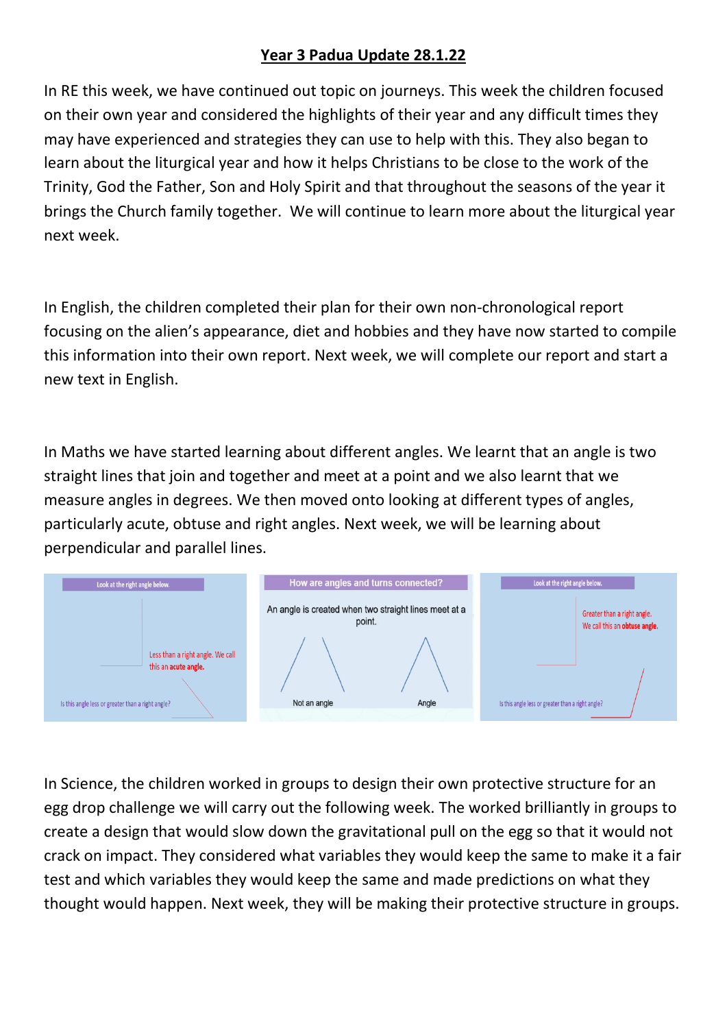# Year 3 Padua Update 28.1.22

In RE this week, we have continued out topic on journeys. This week the children focused on their own year and considered the highlights of their year and any difficult times they may have experienced and strategies they can use to help with this. They also began to learn about the liturgical year and how it helps Christians to be close to the work of the Trinity, God the Father, Son and Holy Spirit and that throughout the seasons of the year it brings the Church family together. We will continue to learn more about the liturgical year next week.

In English, the children completed their plan for their own non-chronological report focusing on the alien's appearance, diet and hobbies and they have now started to compile this information into their own report. Next week, we will complete our report and start a new text in English.

In Maths we have started learning about different angles. We learnt that an angle is two straight lines that join and together and meet at a point and we also learnt that we measure angles in degrees. We then moved onto looking at different types of angles, particularly acute, obtuse and right angles. Next week, we will be learning about perpendicular and parallel lines.

Look at the right angle below.

Less than a right angle. We call this an **acute angle.**

Is this angle less or greater than a right angle?

How are angles and turns connected?

An angle is created when two straight lines meet at a point.

Not an angle

Angle

Look at the right angle below.

Greater than a right angle. We call this an **obtuse angle.**

Is this angle less or greater than a right angle?

In Science, the children worked in groups to design their own protective structure for an egg drop challenge we will carry out the following week. The worked brilliantly in groups to create a design that would slow down the gravitational pull on the egg so that it would not crack on impact. They considered what variables they would keep the same to make it a fair test and which variables they would keep the same and made predictions on what they thought would happen. Next week, they will be making their protective structure in groups.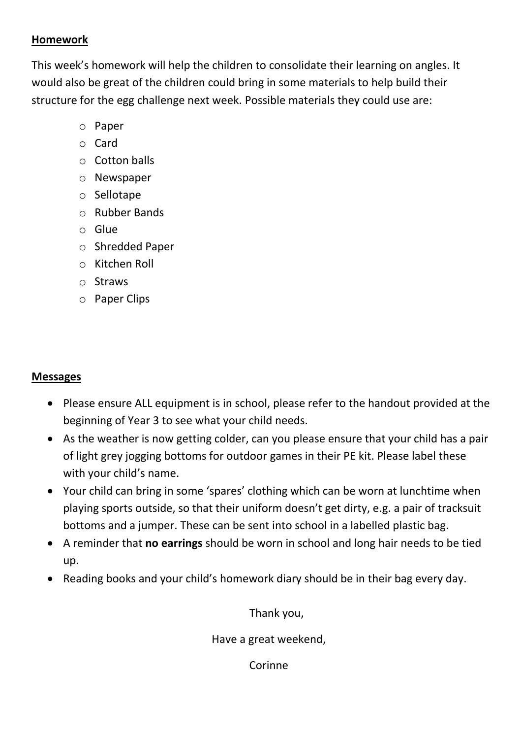**Homework**

This week's homework will help the children to consolidate their learning on angles. It would also be great of the children could bring in some materials to help build their structure for the egg challenge next week. Possible materials they could use are:

- Paper
- Card
- Cotton balls
- Newspaper
- Sellotape
- Rubber Bands
- Glue
- Shredded Paper
- Kitchen Roll
- Straws
- Paper Clips

**Messages**

- Please ensure ALL equipment is in school, please refer to the handout provided at the beginning of Year 3 to see what your child needs.
- As the weather is now getting colder, can you please ensure that your child has a pair of light grey jogging bottoms for outdoor games in their PE kit. Please label these with your child's name.
- Your child can bring in some 'spares' clothing which can be worn at lunchtime when playing sports outside, so that their uniform doesn't get dirty, e.g. a pair of tracksuit bottoms and a jumper. These can be sent into school in a labelled plastic bag.
- A reminder that **no earrings** should be worn in school and long hair needs to be tied up.
- Reading books and your child's homework diary should be in their bag every day.

Thank you,

Have a great weekend,

Corinne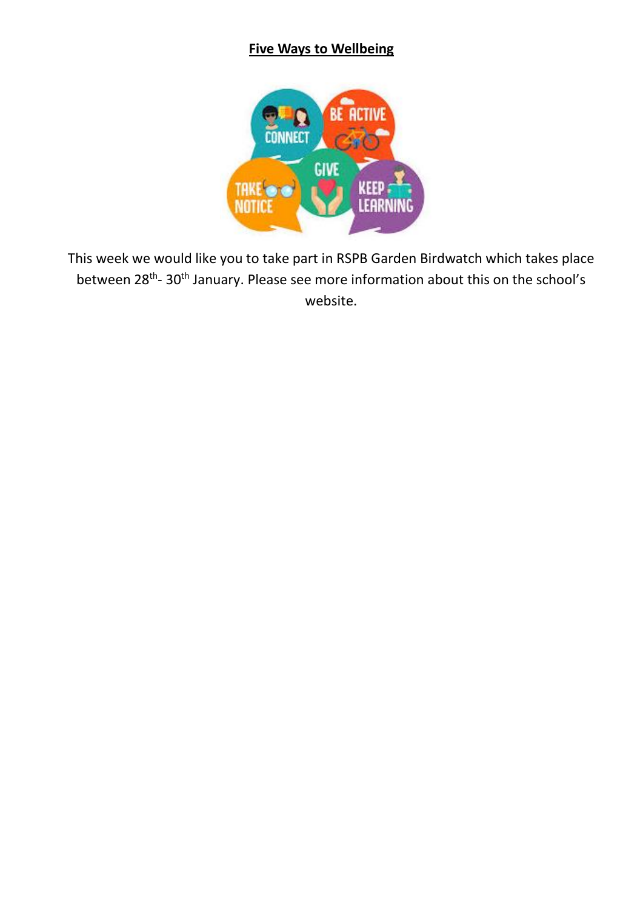**Five Ways to Wellbeing**

This week we would like you to take part in RSPB Garden Birdwatch which takes place between 28th- 30th January. Please see more information about this on the school's website.